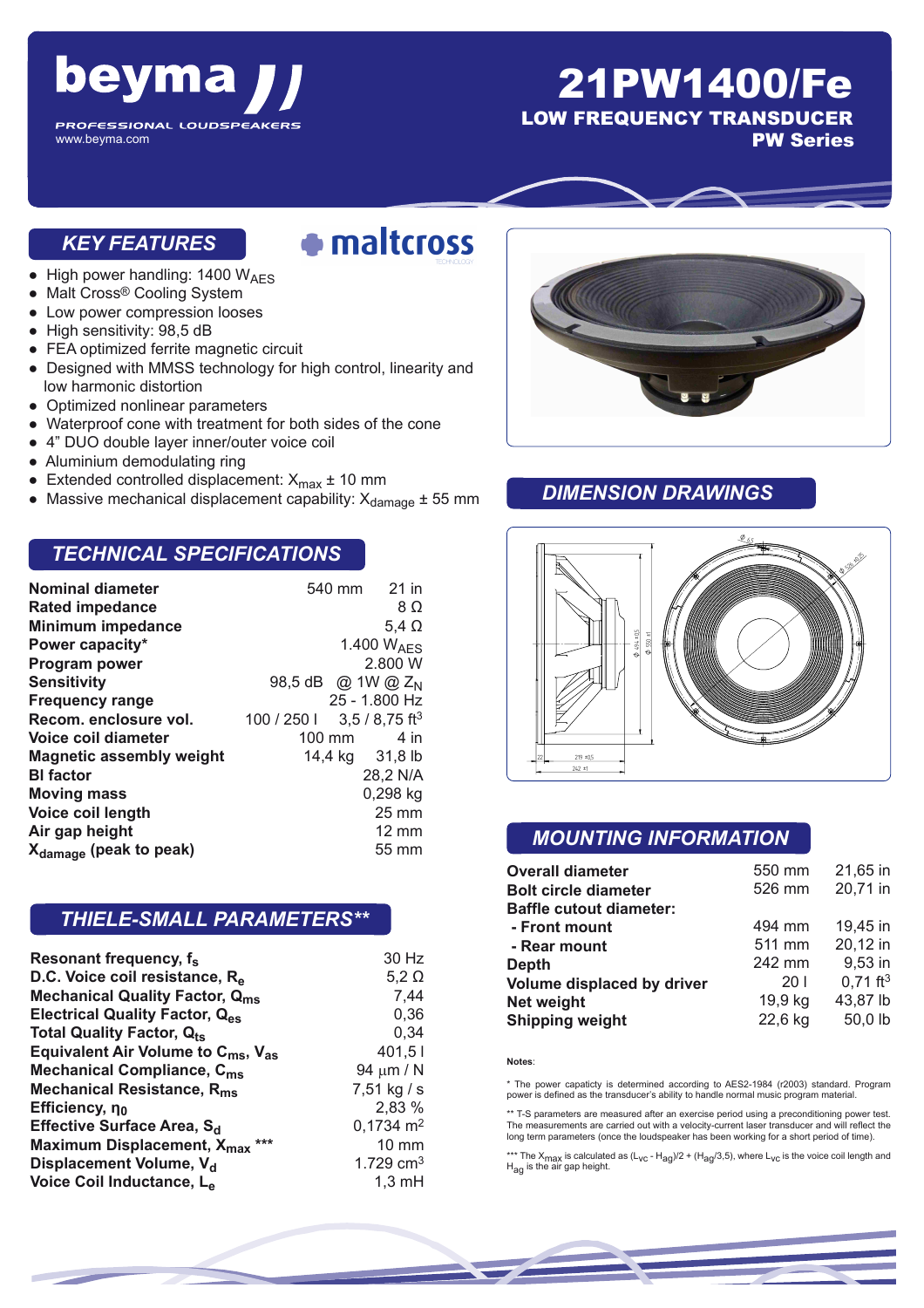# beyma

PROFESSIONAL LOUDSPEAKERS

www.beyma.com

# 21PW1400/Fe

## LOW FREQUENCY TRANSDUCER

### PW Series

## KEY FEATURES

maltcross TECHNOLOGY

- High power handling: 1400 $W_{AES}$
- Malt Cross® Cooling System
- Low power compression looses
- High sensitivity: 98,5 dB
- FEA optimized ferrite magnetic circuit
- Designed with MMSS technology for high control, linearity and low harmonic distortion
- Optimized nonlinear parameters
- Waterproof cone with treatment for both sides of the cone
- 4" DUO double layer inner/outer voice coil
- Aluminium demodulating ring
- Extended controlled displacement: $X_{max}$ ± 10 mm
- Massive mechanical displacement capability: $X_{damage}$ ± 55 mm

## TECHNICAL SPECIFICATIONS

| | | |
|---|---|---|
| **Nominal diameter** | 540 mm | 21 in |
| **Rated impedance** | | 8 Ω |
| **Minimum impedance** | | 5,4 Ω |
| **Power capacity*** | | 1.400 $W_{AES}$ |
| **Program power** | | 2.800 W |
| **Sensitivity** | 98,5 dB | @ 1W @ $Z_N$ |
| **Frequency range** | | 25 - 1.800 Hz |
| **Recom. enclosure vol.** | 100 / 250 l | 3,5 / 8,75 $ft^3$ |
| **Voice coil diameter** | 100 mm | 4 in |
| **Magnetic assembly weight** | 14,4 kg | 31,8 lb |
| **Bl factor** | | 28,2 N/A |
| **Moving mass** | | 0,298 kg |
| **Voice coil length** | | 25 mm |
| **Air gap height** | | 12 mm |
| **$X_{damage}$ (peak to peak)** | | 55 mm |

## THIELE-SMALL PARAMETERS**

| | |
|---|---|
| **Resonant frequency, $f_s$** | 30 Hz |
| **D.C. Voice coil resistance, $R_e$** | 5,2 Ω |
| **Mechanical Quality Factor, $Q_{ms}$** | 7,44 |
| **Electrical Quality Factor, $Q_{es}$** | 0,36 |
| **Total Quality Factor, $Q_{ts}$** | 0,34 |
| **Equivalent Air Volume to $C_{ms}$, $V_{as}$** | 401,5 l |
| **Mechanical Compliance, $C_{ms}$** | 94 µm / N |
| **Mechanical Resistance, $R_{ms}$** | 7,51 kg / s |
| **Efficiency, $\eta_0$** | 2,83 % |
| **Effective Surface Area, $S_d$** | 0,1734 $m^2$ |
| **Maximum Displacement, $X_{max}$ \*\*\*** | 10 mm |
| **Displacement Volume, $V_d$** | 1.729 $cm^3$ |
| **Voice Coil Inductance, $L_e$** | 1,3 mH |

## DIMENSION DRAWINGS

## MOUNTING INFORMATION

| | | |
|---|---|---|
| **Overall diameter** | 550 mm | 21,65 in |
| **Bolt circle diameter** | 526 mm | 20,71 in |
| **Baffle cutout diameter:** | | |
| **- Front mount** | 494 mm | 19,45 in |
| **- Rear mount** | 511 mm | 20,12 in |
| **Depth** | 242 mm | 9,53 in |
| **Volume displaced by driver** | 20 l | 0,71 $ft^3$ |
| **Net weight** | 19,9 kg | 43,87 lb |
| **Shipping weight** | 22,6 kg | 50,0 lb |

**Notes**:

\* The power capacticy is determined according to AES2-1984 (r2003) standard. Program power is defined as the transducer's ability to handle normal music program material.

\*\* T-S parameters are measured after an exercise period using a preconditioning power test. The measurements are carried out with a velocity-current laser transducer and will reflect the long term parameters (once the loudspeaker has been working for a short period of time).

\*\*\* The $X_{max}$ is calculated as $(L_{VC} - H_{ag})/2 + (H_{ag}/3{,}5)$, where $L_{VC}$ is the voice coil length and $H_{ag}$ is the air gap height.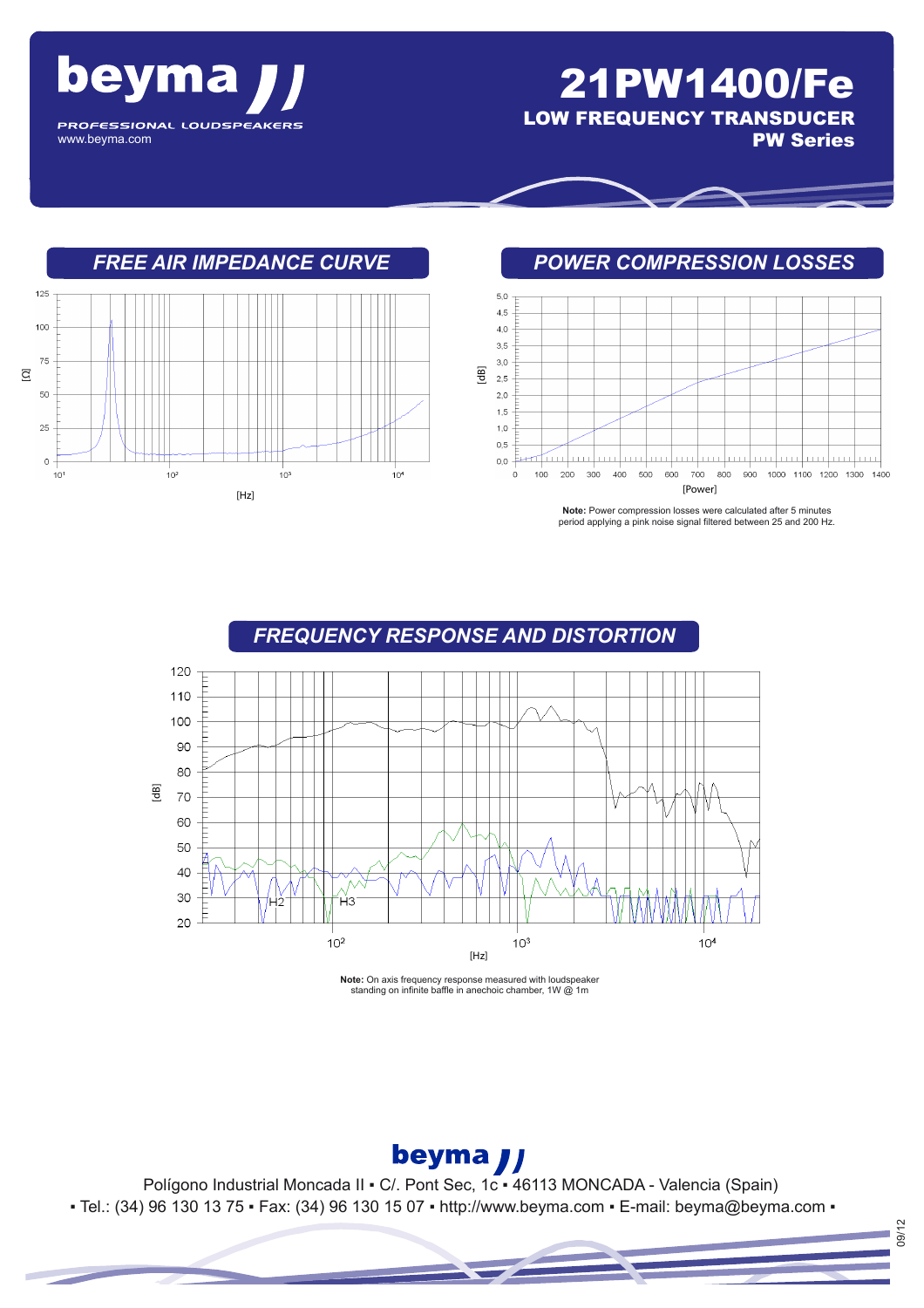# 21PW1400/Fe

**LOW FREQUENCY TRANSDUCER**

**PW Series**

beyma

PROFESSIONAL LOUDSPEAKERS

www.beyma.com

## FREE AIR IMPEDANCE CURVE

125
100
75
50
25
0

[Ω]

10¹
10²
10³
10⁴

[Hz]

## POWER COMPRESSION LOSSES

5,0
4,5
4,0
3,5
3,0
2,5
2,0
1,5
1,0
0,5
0,0

[dB]

0 100 200 300 400 500 600 700 800 900 1000 1100 1200 1300 1400

[Power]

**Note:** Power compression losses were calculated after 5 minutes period applying a pink noise signal filtered between 25 and 200 Hz.

## FREQUENCY RESPONSE AND DISTORTION

120
110
100
90
80
70
60
50
40
30
20

[dB]

H2
H3

10²
10³
10⁴

[Hz]

**Note:** On axis frequency response measured with loudspeaker standing on infinite baffle in anechoic chamber, 1W @ 1m

beyma

Polígono Industrial Moncada II ▪ C/. Pont Sec, 1c ▪ 46113 MONCADA - Valencia (Spain)

▪ Tel.: (34) 96 130 13 75 ▪ Fax: (34) 96 130 15 07 ▪ http://www.beyma.com ▪ E-mail: beyma@beyma.com ▪

09/12